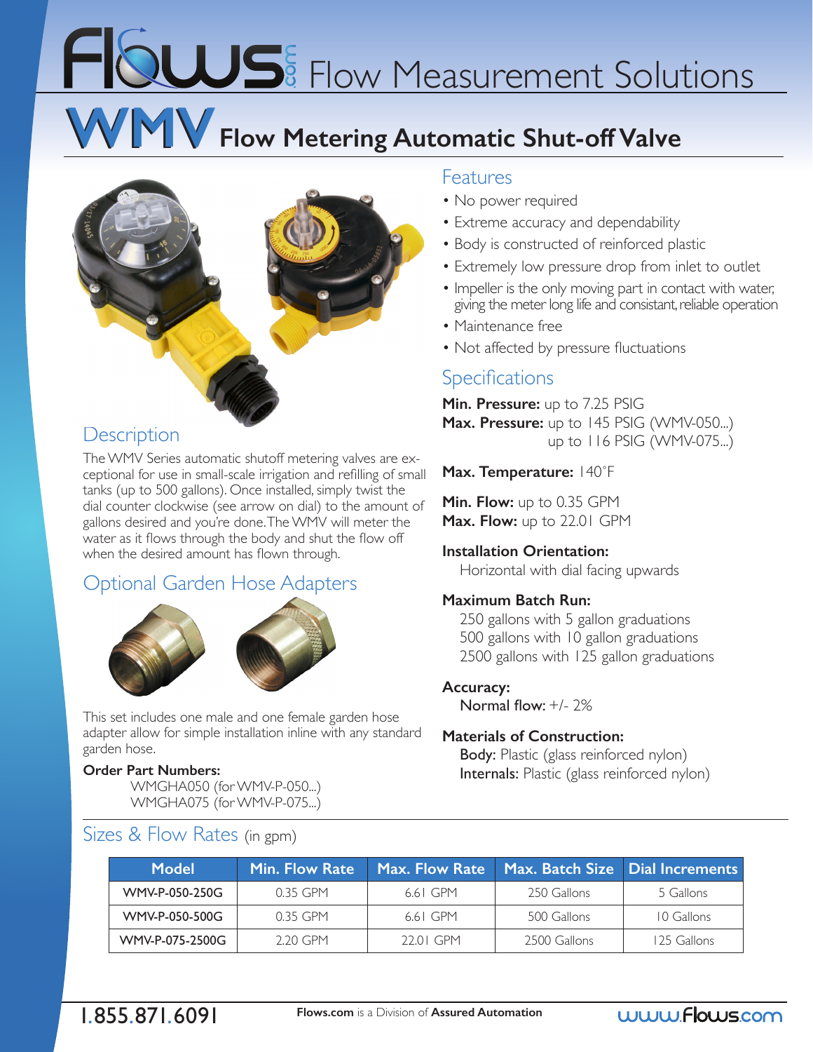# Flows.com Flow Measurement Solutions

## WMV Flow Metering Automatic Shut-off Valve

## Description

The WMV Series automatic shutoff metering valves are exceptional for use in small-scale irrigation and refilling of small tanks (up to 500 gallons). Once installed, simply twist the dial counter clockwise (see arrow on dial) to the amount of gallons desired and you're done. The WMV will meter the water as it flows through the body and shut the flow off when the desired amount has flown through.

## Optional Garden Hose Adapters

This set includes one male and one female garden hose adapter allow for simple installation inline with any standard garden hose.

**Order Part Numbers:**

WMGHA050 (for WMV-P-050...)
WMGHA075 (for WMV-P-075...)

## Features

- No power required
- Extreme accuracy and dependability
- Body is constructed of reinforced plastic
- Extremely low pressure drop from inlet to outlet
- Impeller is the only moving part in contact with water, giving the meter long life and consistant, reliable operation
- Maintenance free
- Not affected by pressure fluctuations

## Specifications

**Min. Pressure:** up to 7.25 PSIG
**Max. Pressure:** up to 145 PSIG (WMV-050...)
up to 116 PSIG (WMV-075...)

**Max. Temperature:** 140°F

**Min. Flow:** up to 0.35 GPM
**Max. Flow:** up to 22.01 GPM

**Installation Orientation:**
Horizontal with dial facing upwards

**Maximum Batch Run:**
250 gallons with 5 gallon graduations
500 gallons with 10 gallon graduations
2500 gallons with 125 gallon graduations

**Accuracy:**
Normal flow: +/- 2%

**Materials of Construction:**
Body: Plastic (glass reinforced nylon)
Internals: Plastic (glass reinforced nylon)

## Sizes & Flow Rates (in gpm)

| Model | Min. Flow Rate | Max. Flow Rate | Max. Batch Size | Dial Increments |
| --- | --- | --- | --- | --- |
| WMV-P-050-250G | 0.35 GPM | 6.61 GPM | 250 Gallons | 5 Gallons |
| WMV-P-050-500G | 0.35 GPM | 6.61 GPM | 500 Gallons | 10 Gallons |
| WMV-P-075-2500G | 2.20 GPM | 22.01 GPM | 2500 Gallons | 125 Gallons |

1.855.871.6091 **Flows.com** is a Division of **Assured Automation** www.Flows.com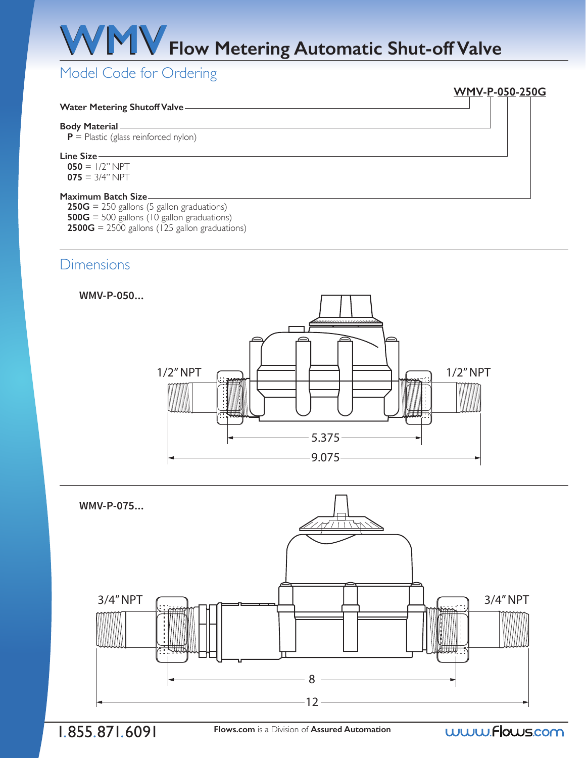# WMV Flow Metering Automatic Shut-off Valve

## Model Code for Ordering

**WMV-P-050-250G**

**Water Metering Shutoff Valve**

**Body Material**
- **P** = Plastic (glass reinforced nylon)

**Line Size**
- **050** = 1/2" NPT
- **075** = 3/4" NPT

**Maximum Batch Size**
- **250G** = 250 gallons (5 gallon graduations)
- **500G** = 500 gallons (10 gallon graduations)
- **2500G** = 2500 gallons (125 gallon graduations)

## Dimensions

**WMV-P-050...**

1/2" NPT
1/2" NPT
5.375
9.075

**WMV-P-075...**

3/4" NPT
3/4" NPT
8
12

1.855.871.6091

**Flows.com** is a Division of **Assured Automation**

www.Flows.com